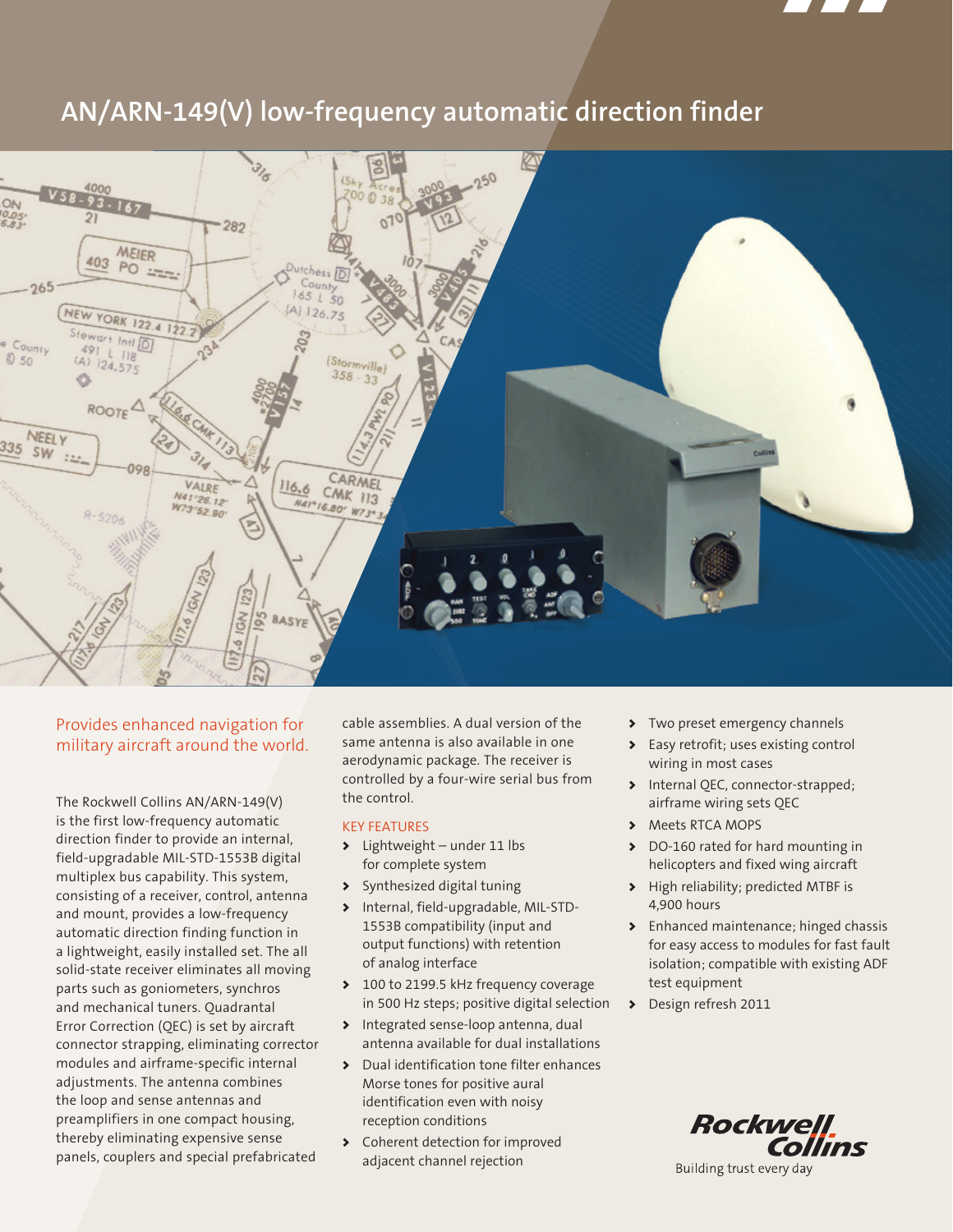# AN/ARN-149(V) low-frequency automatic direction finder

## Provides enhanced navigation for military aircraft around the world.

The Rockwell Collins AN/ARN-149(V) is the first low-frequency automatic direction finder to provide an internal, field-upgradable MIL-STD-1553B digital multiplex bus capability. This system, consisting of a receiver, control, antenna and mount, provides a low-frequency automatic direction finding function in a lightweight, easily installed set. The all solid-state receiver eliminates all moving parts such as goniometers, synchros and mechanical tuners. Quadrantal Error Correction (QEC) is set by aircraft connector strapping, eliminating corrector modules and airframe-specific internal adjustments. The antenna combines the loop and sense antennas and preamplifiers in one compact housing, thereby eliminating expensive sense panels, couplers and special prefabricated cable assemblies. A dual version of the same antenna is also available in one aerodynamic package. The receiver is controlled by a four-wire serial bus from the control.

### KEY FEATURES

- Lightweight – under 11 lbs for complete system
- Synthesized digital tuning
- Internal, field-upgradable, MIL-STD-1553B compatibility (input and output functions) with retention of analog interface
- 100 to 2199.5 kHz frequency coverage in 500 Hz steps; positive digital selection
- Integrated sense-loop antenna, dual antenna available for dual installations
- Dual identification tone filter enhances Morse tones for positive aural identification even with noisy reception conditions
- Coherent detection for improved adjacent channel rejection
- Two preset emergency channels
- Easy retrofit; uses existing control wiring in most cases
- Internal QEC, connector-strapped; airframe wiring sets QEC
- Meets RTCA MOPS
- DO-160 rated for hard mounting in helicopters and fixed wing aircraft
- High reliability; predicted MTBF is 4,900 hours
- Enhanced maintenance; hinged chassis for easy access to modules for fast fault isolation; compatible with existing ADF test equipment
- Design refresh 2011

Rockwell Collins
Building trust every day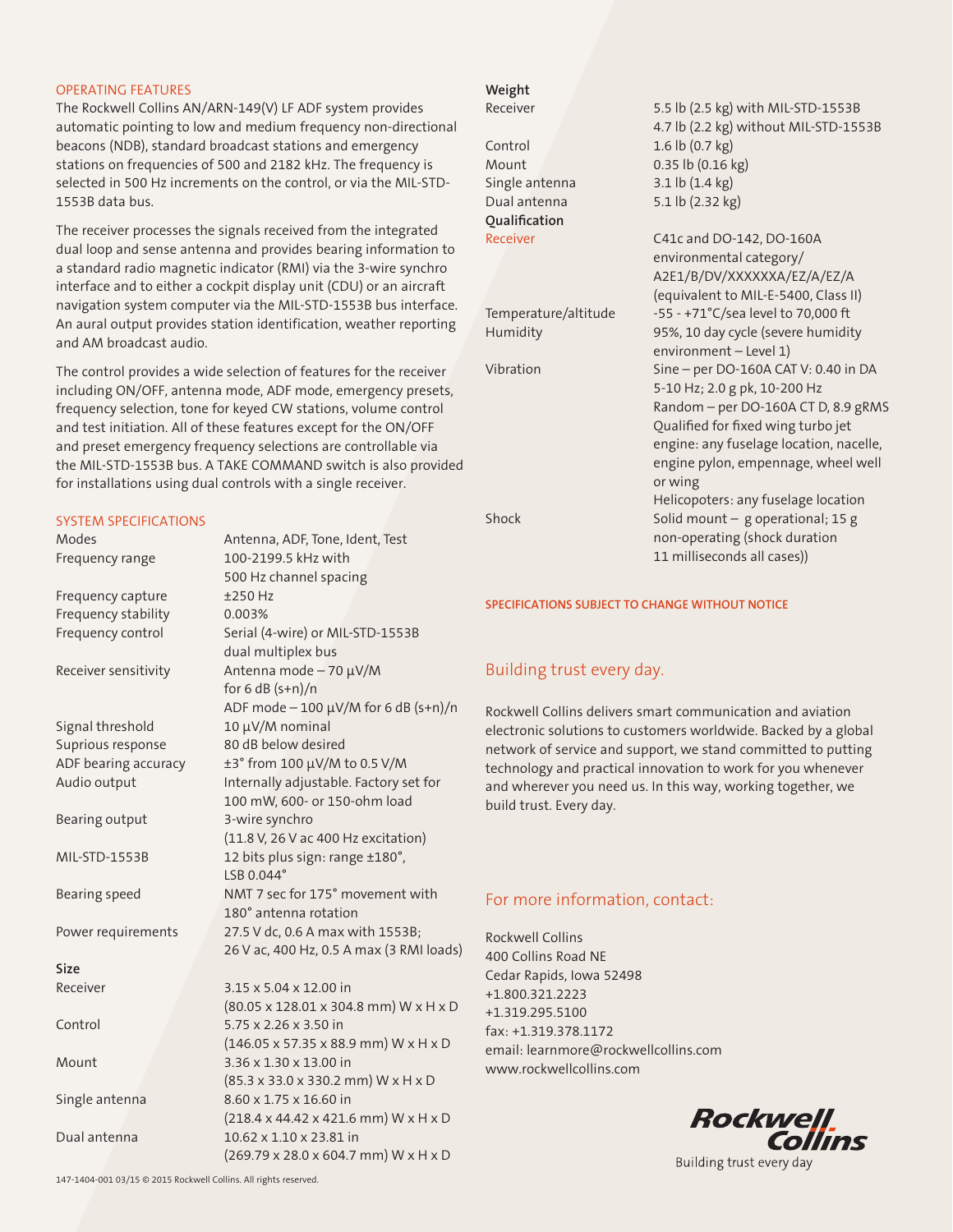## OPERATING FEATURES

The Rockwell Collins AN/ARN-149(V) LF ADF system provides automatic pointing to low and medium frequency non-directional beacons (NDB), standard broadcast stations and emergency stations on frequencies of 500 and 2182 kHz. The frequency is selected in 500 Hz increments on the control, or via the MIL-STD-1553B data bus.

The receiver processes the signals received from the integrated dual loop and sense antenna and provides bearing information to a standard radio magnetic indicator (RMI) via the 3-wire synchro interface and to either a cockpit display unit (CDU) or an aircraft navigation system computer via the MIL-STD-1553B bus interface. An aural output provides station identification, weather reporting and AM broadcast audio.

The control provides a wide selection of features for the receiver including ON/OFF, antenna mode, ADF mode, emergency presets, frequency selection, tone for keyed CW stations, volume control and test initiation. All of these features except for the ON/OFF and preset emergency frequency selections are controllable via the MIL-STD-1553B bus. A TAKE COMMAND switch is also provided for installations using dual controls with a single receiver.

## SYSTEM SPECIFICATIONS

| | |
|---|---|
| Modes | Antenna, ADF, Tone, Ident, Test |
| Frequency range | 100-2199.5 kHz with 500 Hz channel spacing |
| Frequency capture | ±250 Hz |
| Frequency stability | 0.003% |
| Frequency control | Serial (4-wire) or MIL-STD-1553B dual multiplex bus |
| Receiver sensitivity | Antenna mode – 70 µV/M for 6 dB (s+n)/n<br>ADF mode – 100 µV/M for 6 dB (s+n)/n |
| Signal threshold | 10 µV/M nominal |
| Suprious response | 80 dB below desired |
| ADF bearing accuracy | ±3° from 100 µV/M to 0.5 V/M |
| Audio output | Internally adjustable. Factory set for 100 mW, 600- or 150-ohm load |
| Bearing output | 3-wire synchro (11.8 V, 26 V ac 400 Hz excitation) |
| MIL-STD-1553B | 12 bits plus sign: range ±180°, LSB 0.044° |
| Bearing speed | NMT 7 sec for 175° movement with 180° antenna rotation |
| Power requirements | 27.5 V dc, 0.6 A max with 1553B;<br>26 V ac, 400 Hz, 0.5 A max (3 RMI loads) |
| **Size** | |
| Receiver | 3.15 x 5.04 x 12.00 in (80.05 x 128.01 x 304.8 mm) W x H x D |
| Control | 5.75 x 2.26 x 3.50 in (146.05 x 57.35 x 88.9 mm) W x H x D |
| Mount | 3.36 x 1.30 x 13.00 in (85.3 x 33.0 x 330.2 mm) W x H x D |
| Single antenna | 8.60 x 1.75 x 16.60 in (218.4 x 44.42 x 421.6 mm) W x H x D |
| Dual antenna | 10.62 x 1.10 x 23.81 in (269.79 x 28.0 x 604.7 mm) W x H x D |
| **Weight** | |
| Receiver | 5.5 lb (2.5 kg) with MIL-STD-1553B<br>4.7 lb (2.2 kg) without MIL-STD-1553B |
| Control | 1.6 lb (0.7 kg) |
| Mount | 0.35 lb (0.16 kg) |
| Single antenna | 3.1 lb (1.4 kg) |
| Dual antenna | 5.1 lb (2.32 kg) |
| **Qualification** | |
| Receiver | C41c and DO-142, DO-160A environmental category/ A2E1/B/DV/XXXXXXA/EZ/A/EZ/A (equivalent to MIL-E-5400, Class II) |
| Temperature/altitude | -55 - +71°C/sea level to 70,000 ft |
| Humidity | 95%, 10 day cycle (severe humidity environment – Level 1) |
| Vibration | Sine – per DO-160A CAT V: 0.40 in DA 5-10 Hz; 2.0 g pk, 10-200 Hz<br>Random – per DO-160A CT D, 8.9 gRMS<br>Qualified for fixed wing turbo jet engine: any fuselage location, nacelle, engine pylon, empennage, wheel well or wing<br>Helicopoters: any fuselage location |
| Shock | Solid mount – g operational; 15 g non-operating (shock duration 11 milliseconds all cases)) |

**SPECIFICATIONS SUBJECT TO CHANGE WITHOUT NOTICE**

## Building trust every day.

Rockwell Collins delivers smart communication and aviation electronic solutions to customers worldwide. Backed by a global network of service and support, we stand committed to putting technology and practical innovation to work for you whenever and wherever you need us. In this way, working together, we build trust. Every day.

## For more information, contact:

Rockwell Collins
400 Collins Road NE
Cedar Rapids, Iowa 52498
+1.800.321.2223
+1.319.295.5100
fax: +1.319.378.1172
email: learnmore@rockwellcollins.com
www.rockwellcollins.com

Rockwell Collins
Building trust every day

147-1404-001 03/15 © 2015 Rockwell Collins. All rights reserved.